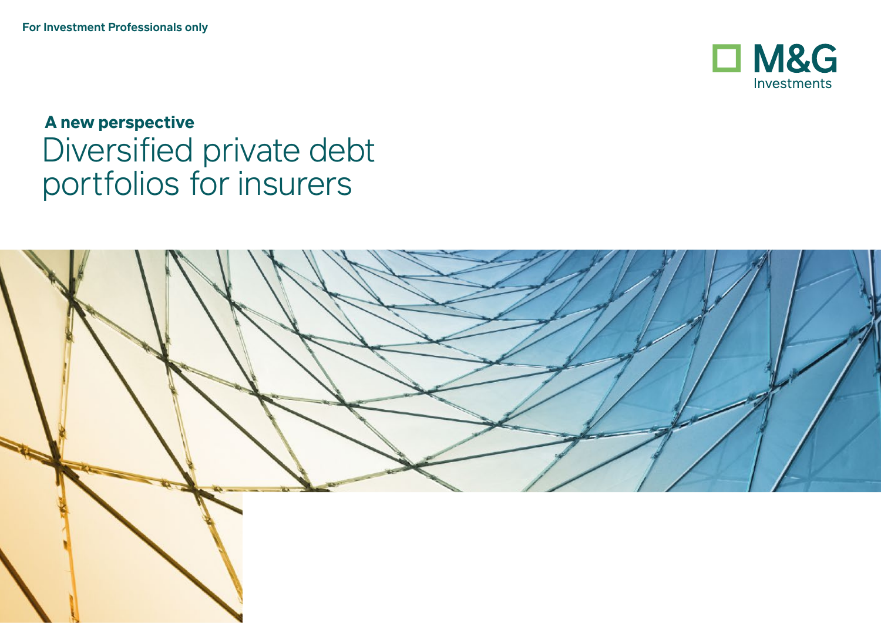For Investment Professionals only

M&G Investments

**A new perspective**

# Diversified private debt portfolios for insurers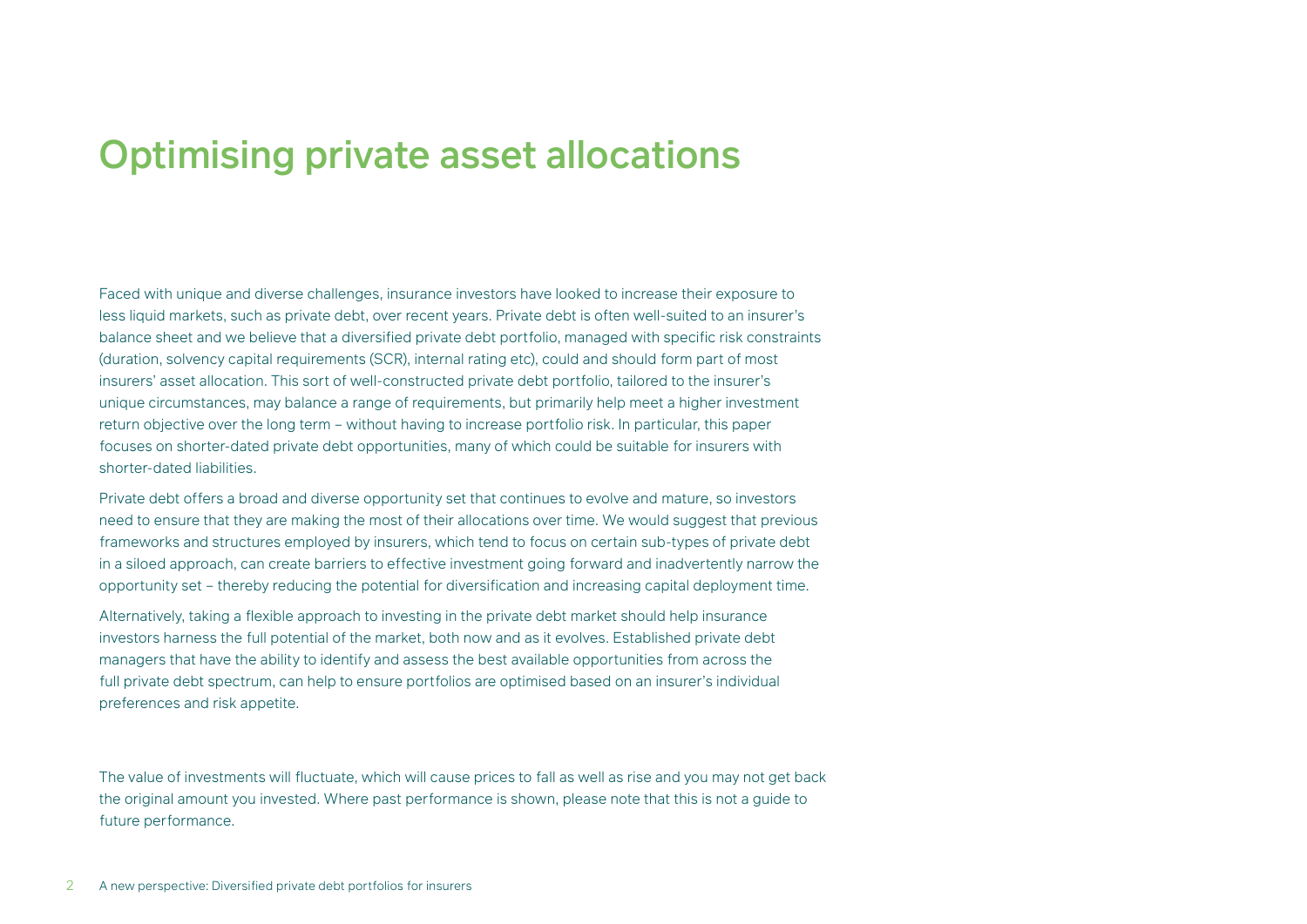# Optimising private asset allocations

Faced with unique and diverse challenges, insurance investors have looked to increase their exposure to less liquid markets, such as private debt, over recent years. Private debt is often well-suited to an insurer's balance sheet and we believe that a diversified private debt portfolio, managed with specific risk constraints (duration, solvency capital requirements (SCR), internal rating etc), could and should form part of most insurers' asset allocation. This sort of well-constructed private debt portfolio, tailored to the insurer's unique circumstances, may balance a range of requirements, but primarily help meet a higher investment return objective over the long term – without having to increase portfolio risk. In particular, this paper focuses on shorter-dated private debt opportunities, many of which could be suitable for insurers with shorter-dated liabilities.

Private debt offers a broad and diverse opportunity set that continues to evolve and mature, so investors need to ensure that they are making the most of their allocations over time. We would suggest that previous frameworks and structures employed by insurers, which tend to focus on certain sub-types of private debt in a siloed approach, can create barriers to effective investment going forward and inadvertently narrow the opportunity set – thereby reducing the potential for diversification and increasing capital deployment time.

Alternatively, taking a flexible approach to investing in the private debt market should help insurance investors harness the full potential of the market, both now and as it evolves. Established private debt managers that have the ability to identify and assess the best available opportunities from across the full private debt spectrum, can help to ensure portfolios are optimised based on an insurer's individual preferences and risk appetite.

The value of investments will fluctuate, which will cause prices to fall as well as rise and you may not get back the original amount you invested. Where past performance is shown, please note that this is not a guide to future performance.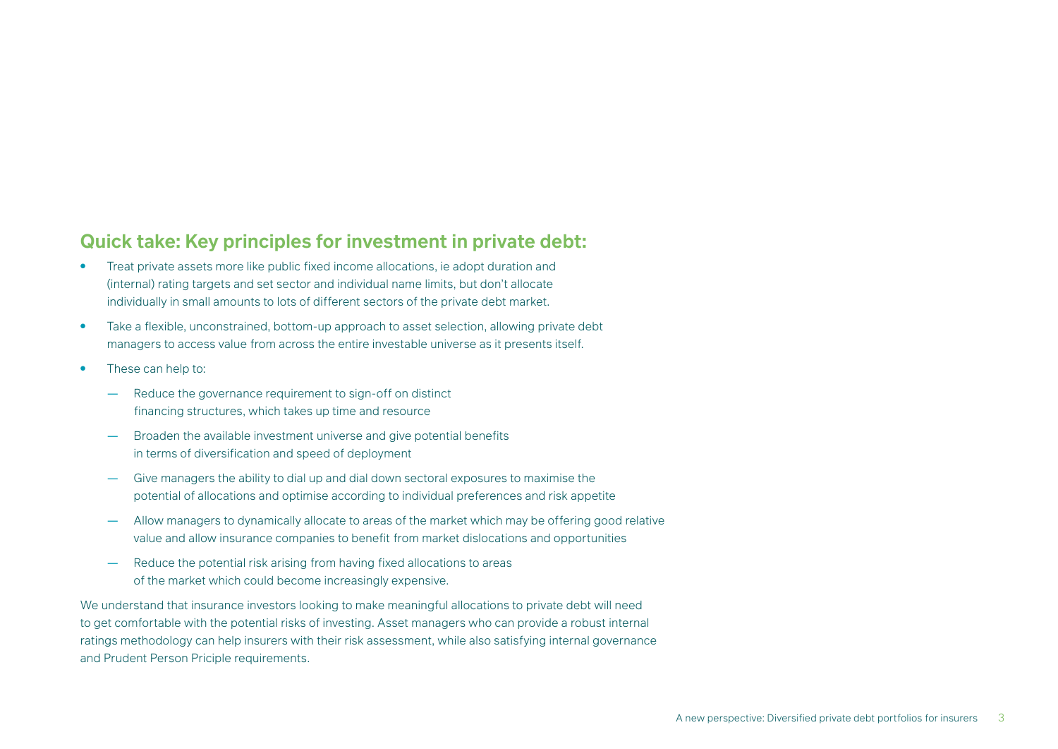## Quick take: Key principles for investment in private debt:

- Treat private assets more like public fixed income allocations, ie adopt duration and (internal) rating targets and set sector and individual name limits, but don't allocate individually in small amounts to lots of different sectors of the private debt market.
- Take a flexible, unconstrained, bottom-up approach to asset selection, allowing private debt managers to access value from across the entire investable universe as it presents itself.
- These can help to:
  - Reduce the governance requirement to sign-off on distinct financing structures, which takes up time and resource
  - Broaden the available investment universe and give potential benefits in terms of diversification and speed of deployment
  - Give managers the ability to dial up and dial down sectoral exposures to maximise the potential of allocations and optimise according to individual preferences and risk appetite
  - Allow managers to dynamically allocate to areas of the market which may be offering good relative value and allow insurance companies to benefit from market dislocations and opportunities
  - Reduce the potential risk arising from having fixed allocations to areas of the market which could become increasingly expensive.

We understand that insurance investors looking to make meaningful allocations to private debt will need to get comfortable with the potential risks of investing. Asset managers who can provide a robust internal ratings methodology can help insurers with their risk assessment, while also satisfying internal governance and Prudent Person Priciple requirements.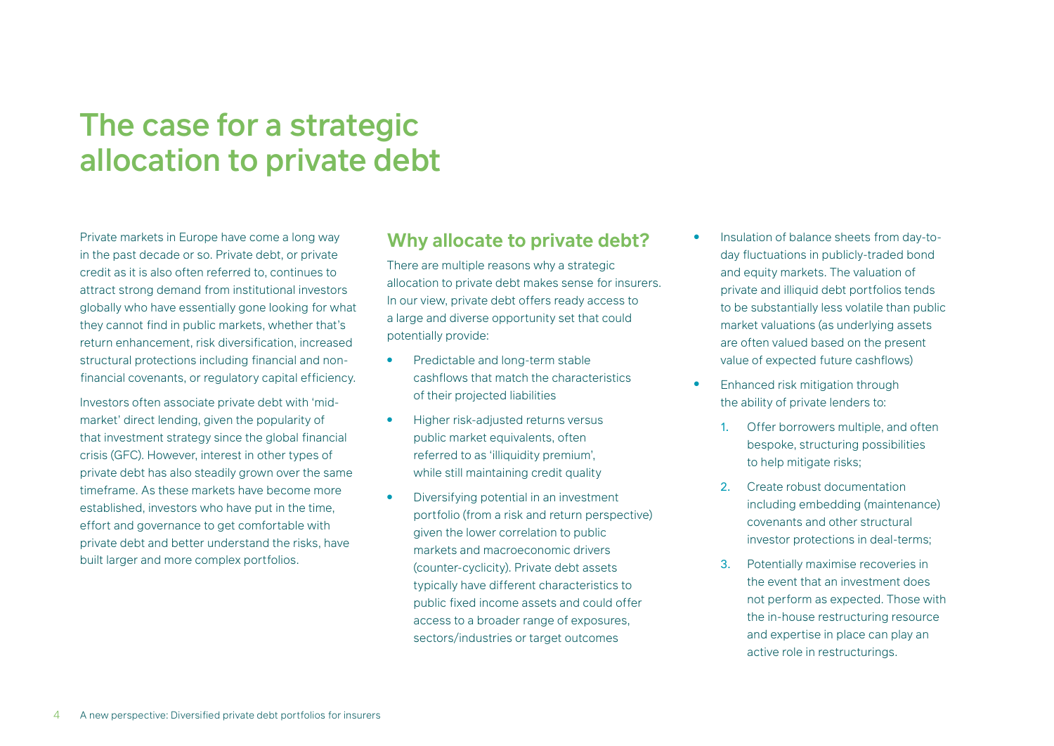# The case for a strategic allocation to private debt

Private markets in Europe have come a long way in the past decade or so. Private debt, or private credit as it is also often referred to, continues to attract strong demand from institutional investors globally who have essentially gone looking for what they cannot find in public markets, whether that's return enhancement, risk diversification, increased structural protections including financial and non-financial covenants, or regulatory capital efficiency.

Investors often associate private debt with 'mid-market' direct lending, given the popularity of that investment strategy since the global financial crisis (GFC). However, interest in other types of private debt has also steadily grown over the same timeframe. As these markets have become more established, investors who have put in the time, effort and governance to get comfortable with private debt and better understand the risks, have built larger and more complex portfolios.

## Why allocate to private debt?

There are multiple reasons why a strategic allocation to private debt makes sense for insurers. In our view, private debt offers ready access to a large and diverse opportunity set that could potentially provide:

- Predictable and long-term stable cashflows that match the characteristics of their projected liabilities
- Higher risk-adjusted returns versus public market equivalents, often referred to as 'illiquidity premium', while still maintaining credit quality
- Diversifying potential in an investment portfolio (from a risk and return perspective) given the lower correlation to public markets and macroeconomic drivers (counter-cyclicity). Private debt assets typically have different characteristics to public fixed income assets and could offer access to a broader range of exposures, sectors/industries or target outcomes
- Insulation of balance sheets from day-to-day fluctuations in publicly-traded bond and equity markets. The valuation of private and illiquid debt portfolios tends to be substantially less volatile than public market valuations (as underlying assets are often valued based on the present value of expected future cashflows)
- Enhanced risk mitigation through the ability of private lenders to:
  1. Offer borrowers multiple, and often bespoke, structuring possibilities to help mitigate risks;
  2. Create robust documentation including embedding (maintenance) covenants and other structural investor protections in deal-terms;
  3. Potentially maximise recoveries in the event that an investment does not perform as expected. Those with the in-house restructuring resource and expertise in place can play an active role in restructurings.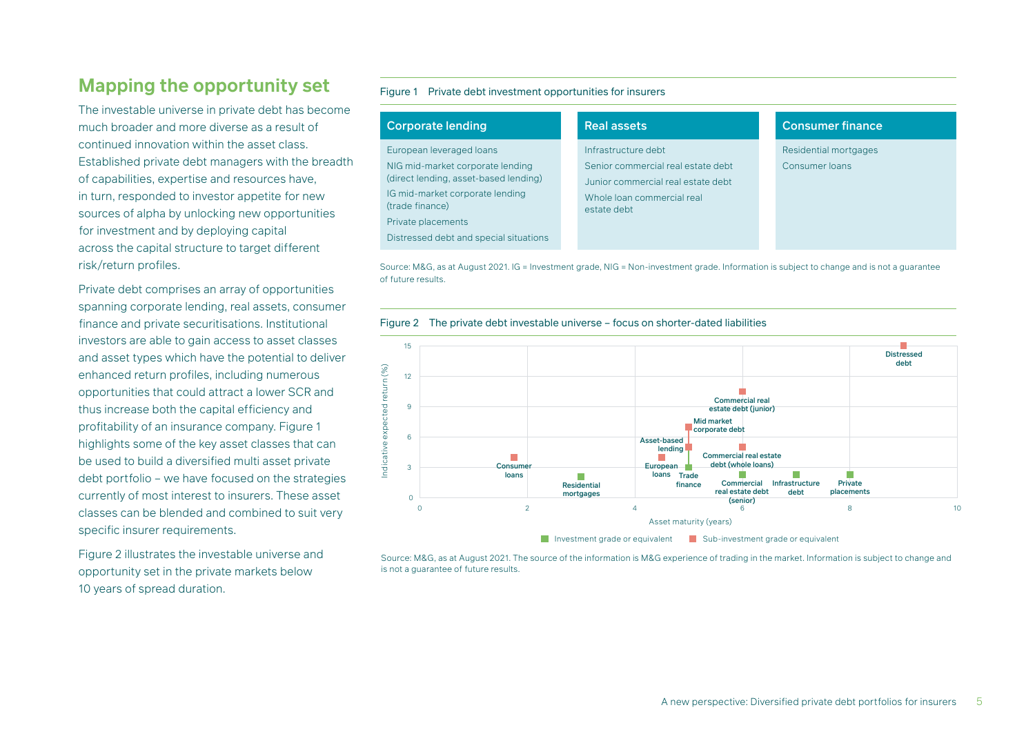## Mapping the opportunity set

The investable universe in private debt has become much broader and more diverse as a result of continued innovation within the asset class. Established private debt managers with the breadth of capabilities, expertise and resources have, in turn, responded to investor appetite for new sources of alpha by unlocking new opportunities for investment and by deploying capital across the capital structure to target different risk/return profiles.

Private debt comprises an array of opportunities spanning corporate lending, real assets, consumer finance and private securitisations. Institutional investors are able to gain access to asset classes and asset types which have the potential to deliver enhanced return profiles, including numerous opportunities that could attract a lower SCR and thus increase both the capital efficiency and profitability of an insurance company. Figure 1 highlights some of the key asset classes that can be used to build a diversified multi asset private debt portfolio – we have focused on the strategies currently of most interest to insurers. These asset classes can be blended and combined to suit very specific insurer requirements.

Figure 2 illustrates the investable universe and opportunity set in the private markets below 10 years of spread duration.

Figure 1 Private debt investment opportunities for insurers

| Corporate lending | Real assets | Consumer finance |
|---|---|---|
| European leveraged loans | Infrastructure debt | Residential mortgages |
| NIG mid-market corporate lending (direct lending, asset-based lending) | Senior commercial real estate debt | Consumer loans |
| IG mid-market corporate lending (trade finance) | Junior commercial real estate debt | |
| Private placements | Whole loan commercial real estate debt | |
| Distressed debt and special situations | | |

Source: M&G, as at August 2021. IG = Investment grade, NIG = Non-investment grade. Information is subject to change and is not a guarantee of future results.

Figure 2 The private debt investable universe – focus on shorter-dated liabilities

| Asset | Asset maturity (years) | Indicative expected return (%) | Category |
|---|---|---|---|
| Consumer loans | ~1.75 | ~4 | Sub-investment grade or equivalent |
| Residential mortgages | ~3 | ~2 | Investment grade or equivalent |
| European loans | ~4.5 | ~4 | Sub-investment grade or equivalent |
| Trade finance | ~5 | ~3 | Investment grade or equivalent |
| Asset-based lending | ~5 | ~5 | Sub-investment grade or equivalent |
| Mid market corporate debt | ~5 | ~7 | Sub-investment grade or equivalent |
| Commercial real estate debt (senior) | ~6 | ~2 | Investment grade or equivalent |
| Commercial real estate debt (whole loans) | ~6 | ~5 | Sub-investment grade or equivalent |
| Commercial real estate debt (junior) | ~6 | ~10.5 | Sub-investment grade or equivalent |
| Infrastructure debt | ~7 | ~2 | Investment grade or equivalent |
| Private placements | ~8 | ~2 | Investment grade or equivalent |
| Distressed debt | ~9 | ~15 | Sub-investment grade or equivalent |

Source: M&G, as at August 2021. The source of the information is M&G experience of trading in the market. Information is subject to change and is not a guarantee of future results.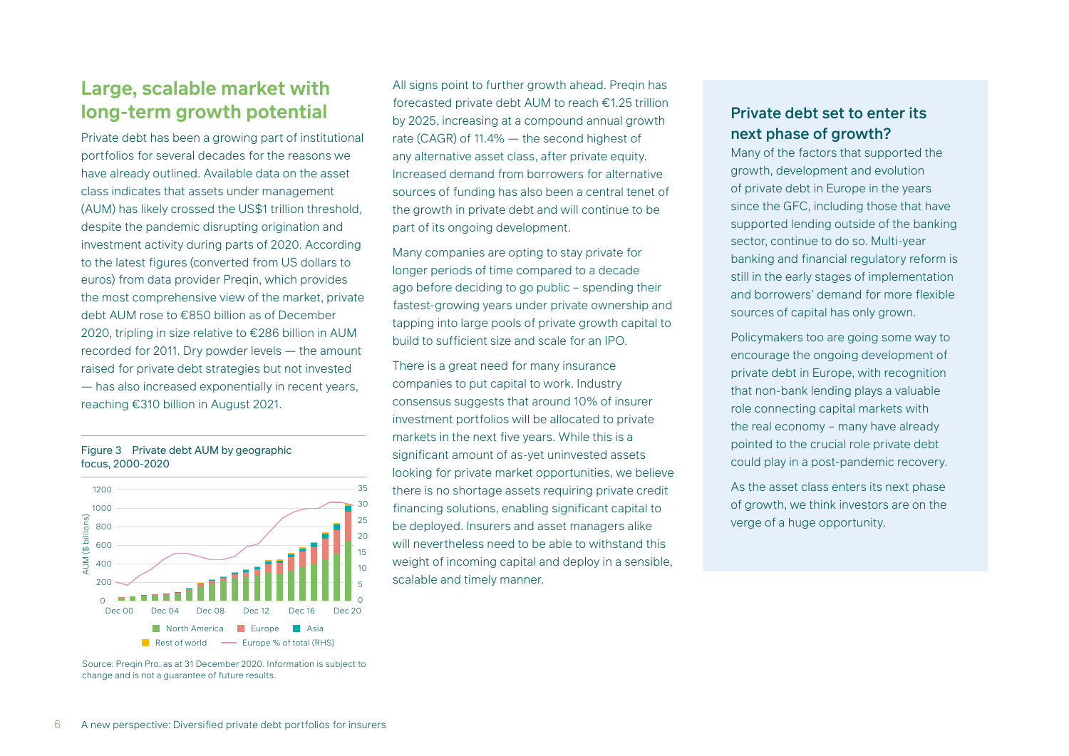## Large, scalable market with long-term growth potential

Private debt has been a growing part of institutional portfolios for several decades for the reasons we have already outlined. Available data on the asset class indicates that assets under management (AUM) has likely crossed the US$1 trillion threshold, despite the pandemic disrupting origination and investment activity during parts of 2020. According to the latest figures (converted from US dollars to euros) from data provider Preqin, which provides the most comprehensive view of the market, private debt AUM rose to €850 billion as of December 2020, tripling in size relative to €286 billion in AUM recorded for 2011. Dry powder levels — the amount raised for private debt strategies but not invested — has also increased exponentially in recent years, reaching €310 billion in August 2021.

Figure 3 Private debt AUM by geographic focus, 2000-2020

Source: Preqin Pro, as at 31 December 2020. Information is subject to change and is not a guarantee of future results.

All signs point to further growth ahead. Preqin has forecasted private debt AUM to reach €1.25 trillion by 2025, increasing at a compound annual growth rate (CAGR) of 11.4% — the second highest of any alternative asset class, after private equity. Increased demand from borrowers for alternative sources of funding has also been a central tenet of the growth in private debt and will continue to be part of its ongoing development.

Many companies are opting to stay private for longer periods of time compared to a decade ago before deciding to go public – spending their fastest-growing years under private ownership and tapping into large pools of private growth capital to build to sufficient size and scale for an IPO.

There is a great need for many insurance companies to put capital to work. Industry consensus suggests that around 10% of insurer investment portfolios will be allocated to private markets in the next five years. While this is a significant amount of as-yet uninvested assets looking for private market opportunities, we believe there is no shortage assets requiring private credit financing solutions, enabling significant capital to be deployed. Insurers and asset managers alike will nevertheless need to be able to withstand this weight of incoming capital and deploy in a sensible, scalable and timely manner.

### Private debt set to enter its next phase of growth?

Many of the factors that supported the growth, development and evolution of private debt in Europe in the years since the GFC, including those that have supported lending outside of the banking sector, continue to do so. Multi-year banking and financial regulatory reform is still in the early stages of implementation and borrowers' demand for more flexible sources of capital has only grown.

Policymakers too are going some way to encourage the ongoing development of private debt in Europe, with recognition that non-bank lending plays a valuable role connecting capital markets with the real economy – many have already pointed to the crucial role private debt could play in a post-pandemic recovery.

As the asset class enters its next phase of growth, we think investors are on the verge of a huge opportunity.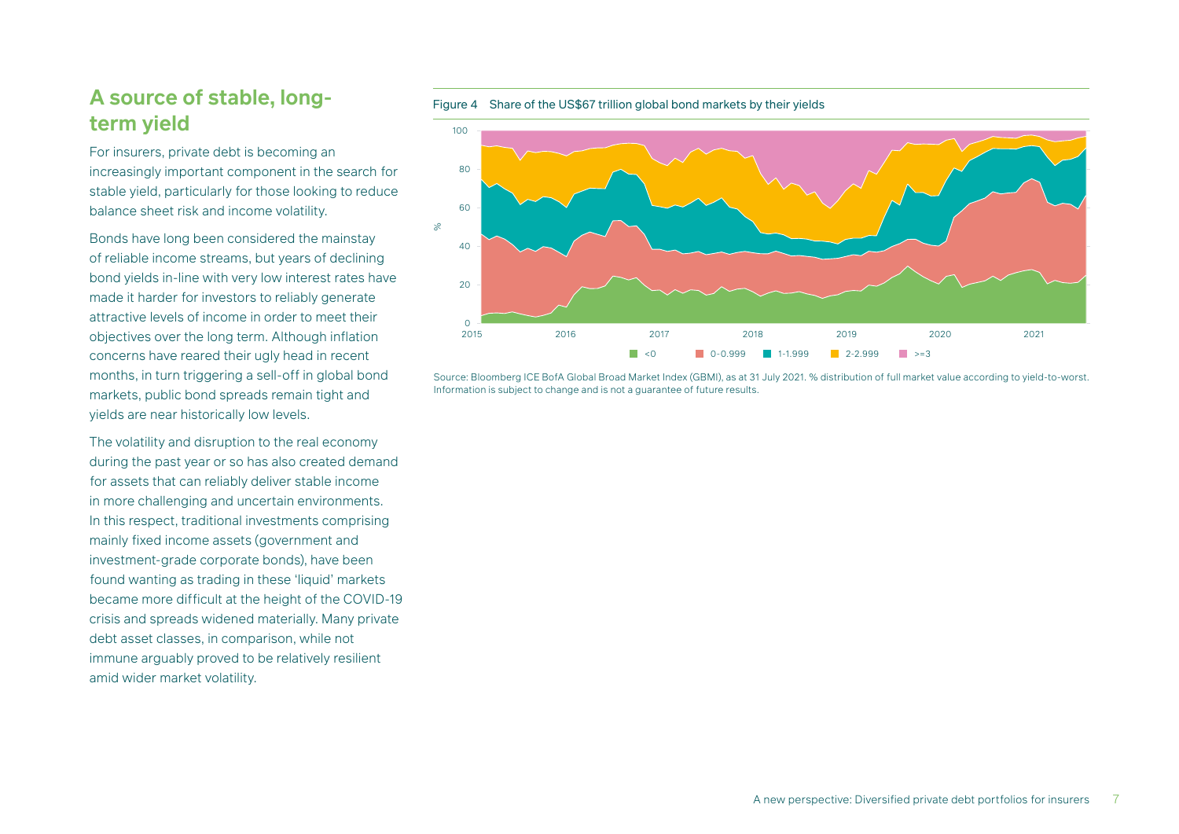## A source of stable, long-term yield

For insurers, private debt is becoming an increasingly important component in the search for stable yield, particularly for those looking to reduce balance sheet risk and income volatility.

Bonds have long been considered the mainstay of reliable income streams, but years of declining bond yields in-line with very low interest rates have made it harder for investors to reliably generate attractive levels of income in order to meet their objectives over the long term. Although inflation concerns have reared their ugly head in recent months, in turn triggering a sell-off in global bond markets, public bond spreads remain tight and yields are near historically low levels.

The volatility and disruption to the real economy during the past year or so has also created demand for assets that can reliably deliver stable income in more challenging and uncertain environments. In this respect, traditional investments comprising mainly fixed income assets (government and investment-grade corporate bonds), have been found wanting as trading in these 'liquid' markets became more difficult at the height of the COVID-19 crisis and spreads widened materially. Many private debt asset classes, in comparison, while not immune arguably proved to be relatively resilient amid wider market volatility.

Figure 4 Share of the US$67 trillion global bond markets by their yields

Source: Bloomberg ICE BofA Global Broad Market Index (GBMI), as at 31 July 2021. % distribution of full market value according to yield-to-worst. Information is subject to change and is not a guarantee of future results.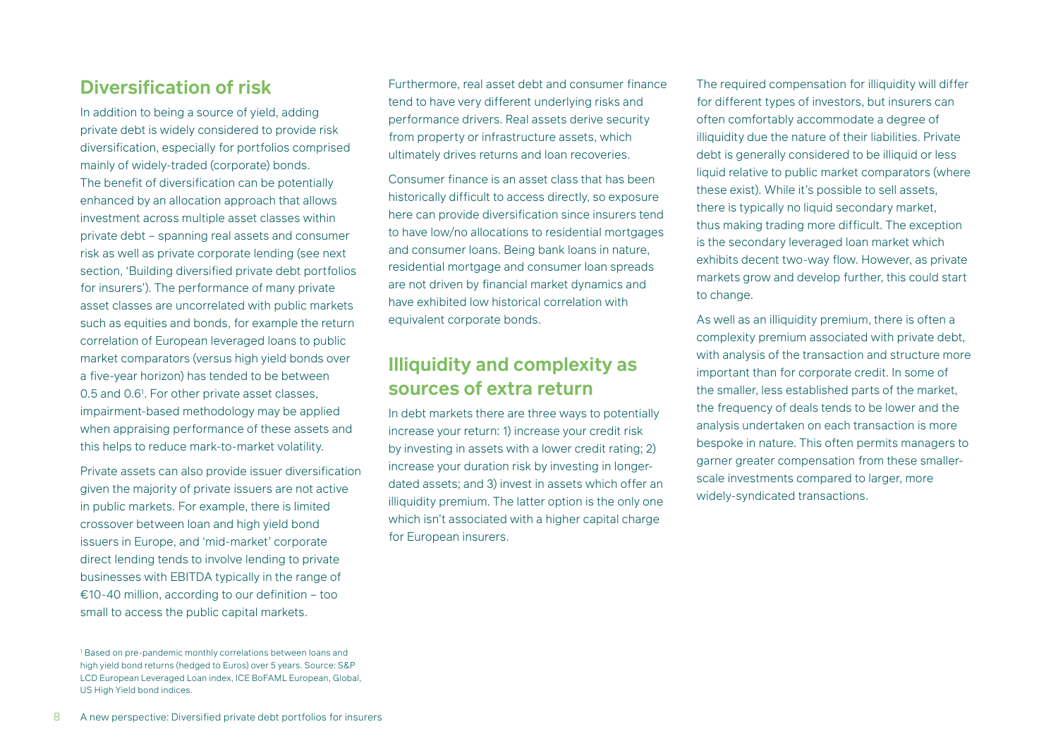## Diversification of risk

In addition to being a source of yield, adding private debt is widely considered to provide risk diversification, especially for portfolios comprised mainly of widely-traded (corporate) bonds. The benefit of diversification can be potentially enhanced by an allocation approach that allows investment across multiple asset classes within private debt – spanning real assets and consumer risk as well as private corporate lending (see next section, 'Building diversified private debt portfolios for insurers'). The performance of many private asset classes are uncorrelated with public markets such as equities and bonds, for example the return correlation of European leveraged loans to public market comparators (versus high yield bonds over a five-year horizon) has tended to be between 0.5 and 0.6[1]. For other private asset classes, impairment-based methodology may be applied when appraising performance of these assets and this helps to reduce mark-to-market volatility.

Private assets can also provide issuer diversification given the majority of private issuers are not active in public markets. For example, there is limited crossover between loan and high yield bond issuers in Europe, and 'mid-market' corporate direct lending tends to involve lending to private businesses with EBITDA typically in the range of €10-40 million, according to our definition – too small to access the public capital markets.

Furthermore, real asset debt and consumer finance tend to have very different underlying risks and performance drivers. Real assets derive security from property or infrastructure assets, which ultimately drives returns and loan recoveries.

Consumer finance is an asset class that has been historically difficult to access directly, so exposure here can provide diversification since insurers tend to have low/no allocations to residential mortgages and consumer loans. Being bank loans in nature, residential mortgage and consumer loan spreads are not driven by financial market dynamics and have exhibited low historical correlation with equivalent corporate bonds.

## Illiquidity and complexity as sources of extra return

In debt markets there are three ways to potentially increase your return: 1) increase your credit risk by investing in assets with a lower credit rating; 2) increase your duration risk by investing in longer-dated assets; and 3) invest in assets which offer an illiquidity premium. The latter option is the only one which isn't associated with a higher capital charge for European insurers.

The required compensation for illiquidity will differ for different types of investors, but insurers can often comfortably accommodate a degree of illiquidity due the nature of their liabilities. Private debt is generally considered to be illiquid or less liquid relative to public market comparators (where these exist). While it's possible to sell assets, there is typically no liquid secondary market, thus making trading more difficult. The exception is the secondary leveraged loan market which exhibits decent two-way flow. However, as private markets grow and develop further, this could start to change.

As well as an illiquidity premium, there is often a complexity premium associated with private debt, with analysis of the transaction and structure more important than for corporate credit. In some of the smaller, less established parts of the market, the frequency of deals tends to be lower and the analysis undertaken on each transaction is more bespoke in nature. This often permits managers to garner greater compensation from these smaller-scale investments compared to larger, more widely-syndicated transactions.

[1] Based on pre-pandemic monthly correlations between loans and high yield bond returns (hedged to Euros) over 5 years. Source: S&P LCD European Leveraged Loan index, ICE BoFAML European, Global, US High Yield bond indices.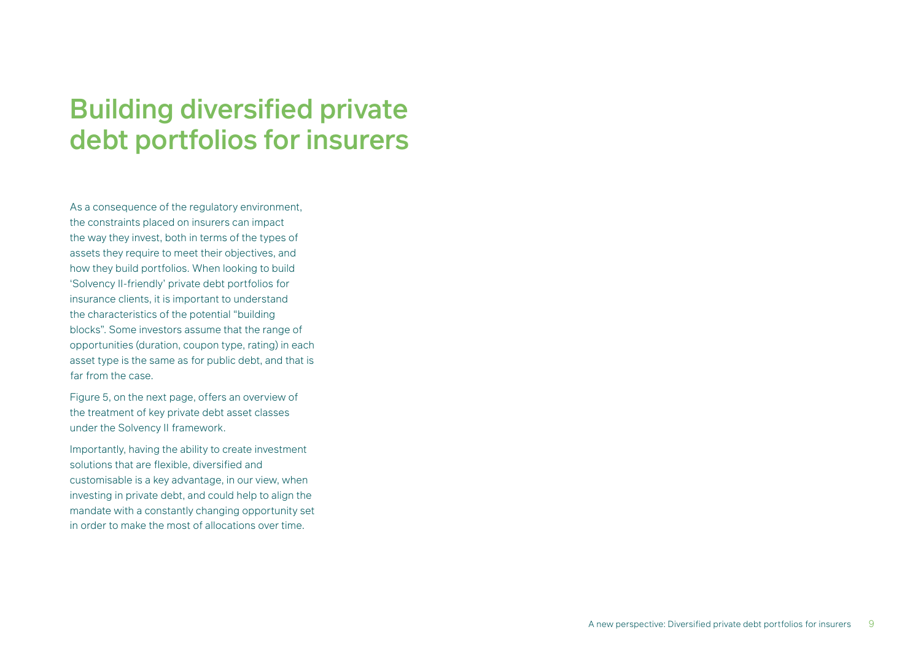# Building diversified private debt portfolios for insurers

As a consequence of the regulatory environment, the constraints placed on insurers can impact the way they invest, both in terms of the types of assets they require to meet their objectives, and how they build portfolios. When looking to build 'Solvency II-friendly' private debt portfolios for insurance clients, it is important to understand the characteristics of the potential "building blocks". Some investors assume that the range of opportunities (duration, coupon type, rating) in each asset type is the same as for public debt, and that is far from the case.

Figure 5, on the next page, offers an overview of the treatment of key private debt asset classes under the Solvency II framework.

Importantly, having the ability to create investment solutions that are flexible, diversified and customisable is a key advantage, in our view, when investing in private debt, and could help to align the mandate with a constantly changing opportunity set in order to make the most of allocations over time.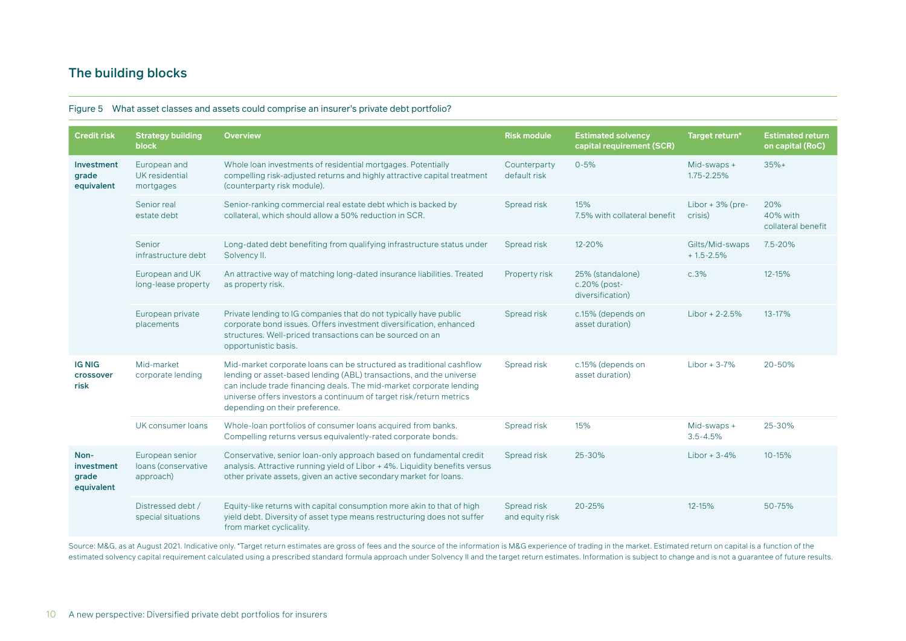## The building blocks

Figure 5 What asset classes and assets could comprise an insurer's private debt portfolio?

| Credit risk | Strategy building block | Overview | Risk module | Estimated solvency capital requirement (SCR) | Target return* | Estimated return on capital (RoC) |
|---|---|---|---|---|---|---|
| **Investment grade equivalent** | European and UK residential mortgages | Whole loan investments of residential mortgages. Potentially compelling risk-adjusted returns and highly attractive capital treatment (counterparty risk module). | Counterparty default risk | 0-5% | Mid-swaps + 1.75-2.25% | 35%+ |
| | Senior real estate debt | Senior-ranking commercial real estate debt which is backed by collateral, which should allow a 50% reduction in SCR. | Spread risk | 15% 7.5% with collateral benefit | Libor + 3% (pre-crisis) | 20% 40% with collateral benefit |
| | Senior infrastructure debt | Long-dated debt benefiting from qualifying infrastructure status under Solvency II. | Spread risk | 12-20% | Gilts/Mid-swaps + 1.5-2.5% | 7.5-20% |
| | European and UK long-lease property | An attractive way of matching long-dated insurance liabilities. Treated as property risk. | Property risk | 25% (standalone) c.20% (post-diversification) | c.3% | 12-15% |
| | European private placements | Private lending to IG companies that do not typically have public corporate bond issues. Offers investment diversification, enhanced structures. Well-priced transactions can be sourced on an opportunistic basis. | Spread risk | c.15% (depends on asset duration) | Libor + 2-2.5% | 13-17% |
| **IG NIG crossover risk** | Mid-market corporate lending | Mid-market corporate loans can be structured as traditional cashflow lending or asset-based lending (ABL) transactions, and the universe can include trade financing deals. The mid-market corporate lending universe offers investors a continuum of target risk/return metrics depending on their preference. | Spread risk | c.15% (depends on asset duration) | Libor + 3-7% | 20-50% |
| | UK consumer loans | Whole-loan portfolios of consumer loans acquired from banks. Compelling returns versus equivalently-rated corporate bonds. | Spread risk | 15% | Mid-swaps + 3.5-4.5% | 25-30% |
| **Non-investment grade equivalent** | European senior loans (conservative approach) | Conservative, senior loan-only approach based on fundamental credit analysis. Attractive running yield of Libor + 4%. Liquidity benefits versus other private assets, given an active secondary market for loans. | Spread risk | 25-30% | Libor + 3-4% | 10-15% |
| | Distressed debt / special situations | Equity-like returns with capital consumption more akin to that of high yield debt. Diversity of asset type means restructuring does not suffer from market cyclicality. | Spread risk and equity risk | 20-25% | 12-15% | 50-75% |

Source: M&G, as at August 2021. Indicative only. *Target return estimates are gross of fees and the source of the information is M&G experience of trading in the market. Estimated return on capital is a function of the estimated solvency capital requirement calculated using a prescribed standard formula approach under Solvency II and the target return estimates. Information is subject to change and is not a guarantee of future results.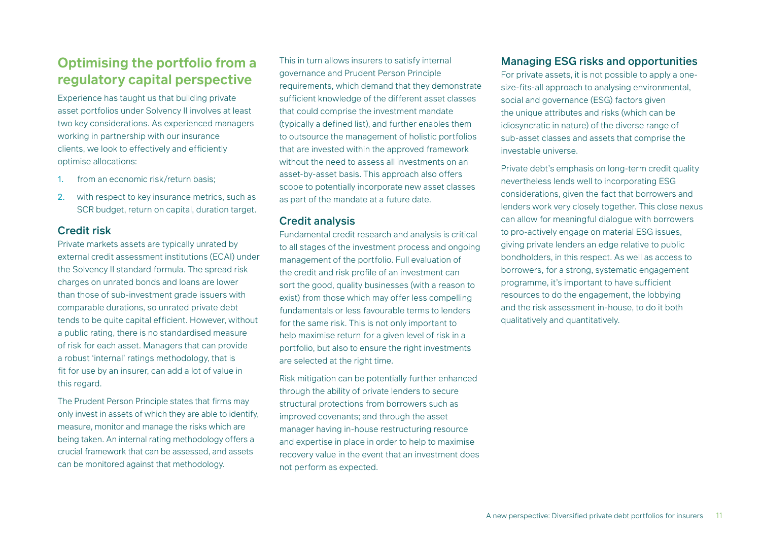## Optimising the portfolio from a regulatory capital perspective

Experience has taught us that building private asset portfolios under Solvency II involves at least two key considerations. As experienced managers working in partnership with our insurance clients, we look to effectively and efficiently optimise allocations:

1. from an economic risk/return basis;
2. with respect to key insurance metrics, such as SCR budget, return on capital, duration target.

### Credit risk

Private markets assets are typically unrated by external credit assessment institutions (ECAI) under the Solvency II standard formula. The spread risk charges on unrated bonds and loans are lower than those of sub-investment grade issuers with comparable durations, so unrated private debt tends to be quite capital efficient. However, without a public rating, there is no standardised measure of risk for each asset. Managers that can provide a robust 'internal' ratings methodology, that is fit for use by an insurer, can add a lot of value in this regard.

The Prudent Person Principle states that firms may only invest in assets of which they are able to identify, measure, monitor and manage the risks which are being taken. An internal rating methodology offers a crucial framework that can be assessed, and assets can be monitored against that methodology.

This in turn allows insurers to satisfy internal governance and Prudent Person Principle requirements, which demand that they demonstrate sufficient knowledge of the different asset classes that could comprise the investment mandate (typically a defined list), and further enables them to outsource the management of holistic portfolios that are invested within the approved framework without the need to assess all investments on an asset-by-asset basis. This approach also offers scope to potentially incorporate new asset classes as part of the mandate at a future date.

### Credit analysis

Fundamental credit research and analysis is critical to all stages of the investment process and ongoing management of the portfolio. Full evaluation of the credit and risk profile of an investment can sort the good, quality businesses (with a reason to exist) from those which may offer less compelling fundamentals or less favourable terms to lenders for the same risk. This is not only important to help maximise return for a given level of risk in a portfolio, but also to ensure the right investments are selected at the right time.

Risk mitigation can be potentially further enhanced through the ability of private lenders to secure structural protections from borrowers such as improved covenants; and through the asset manager having in-house restructuring resource and expertise in place in order to help to maximise recovery value in the event that an investment does not perform as expected.

### Managing ESG risks and opportunities

For private assets, it is not possible to apply a one-size-fits-all approach to analysing environmental, social and governance (ESG) factors given the unique attributes and risks (which can be idiosyncratic in nature) of the diverse range of sub-asset classes and assets that comprise the investable universe.

Private debt's emphasis on long-term credit quality nevertheless lends well to incorporating ESG considerations, given the fact that borrowers and lenders work very closely together. This close nexus can allow for meaningful dialogue with borrowers to pro-actively engage on material ESG issues, giving private lenders an edge relative to public bondholders, in this respect. As well as access to borrowers, for a strong, systematic engagement programme, it's important to have sufficient resources to do the engagement, the lobbying and the risk assessment in-house, to do it both qualitatively and quantitatively.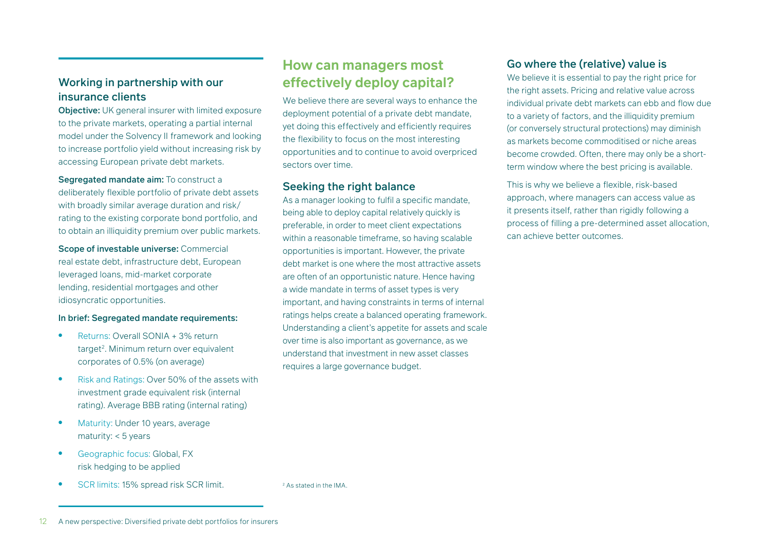## Working in partnership with our insurance clients

**Objective:** UK general insurer with limited exposure to the private markets, operating a partial internal model under the Solvency II framework and looking to increase portfolio yield without increasing risk by accessing European private debt markets.

**Segregated mandate aim:** To construct a deliberately flexible portfolio of private debt assets with broadly similar average duration and risk/rating to the existing corporate bond portfolio, and to obtain an illiquidity premium over public markets.

**Scope of investable universe:** Commercial real estate debt, infrastructure debt, European leveraged loans, mid-market corporate lending, residential mortgages and other idiosyncratic opportunities.

**In brief: Segregated mandate requirements:**

- Returns: Overall SONIA + 3% return target[2]. Minimum return over equivalent corporates of 0.5% (on average)
- Risk and Ratings: Over 50% of the assets with investment grade equivalent risk (internal rating). Average BBB rating (internal rating)
- Maturity: Under 10 years, average maturity: < 5 years
- Geographic focus: Global, FX risk hedging to be applied
- SCR limits: 15% spread risk SCR limit.

## How can managers most effectively deploy capital?

We believe there are several ways to enhance the deployment potential of a private debt mandate, yet doing this effectively and efficiently requires the flexibility to focus on the most interesting opportunities and to continue to avoid overpriced sectors over time.

### Seeking the right balance

As a manager looking to fulfil a specific mandate, being able to deploy capital relatively quickly is preferable, in order to meet client expectations within a reasonable timeframe, so having scalable opportunities is important. However, the private debt market is one where the most attractive assets are often of an opportunistic nature. Hence having a wide mandate in terms of asset types is very important, and having constraints in terms of internal ratings helps create a balanced operating framework. Understanding a client's appetite for assets and scale over time is also important as governance, as we understand that investment in new asset classes requires a large governance budget.

[2] As stated in the IMA.

### Go where the (relative) value is

We believe it is essential to pay the right price for the right assets. Pricing and relative value across individual private debt markets can ebb and flow due to a variety of factors, and the illiquidity premium (or conversely structural protections) may diminish as markets become commoditised or niche areas become crowded. Often, there may only be a short-term window where the best pricing is available.

This is why we believe a flexible, risk-based approach, where managers can access value as it presents itself, rather than rigidly following a process of filling a pre-determined asset allocation, can achieve better outcomes.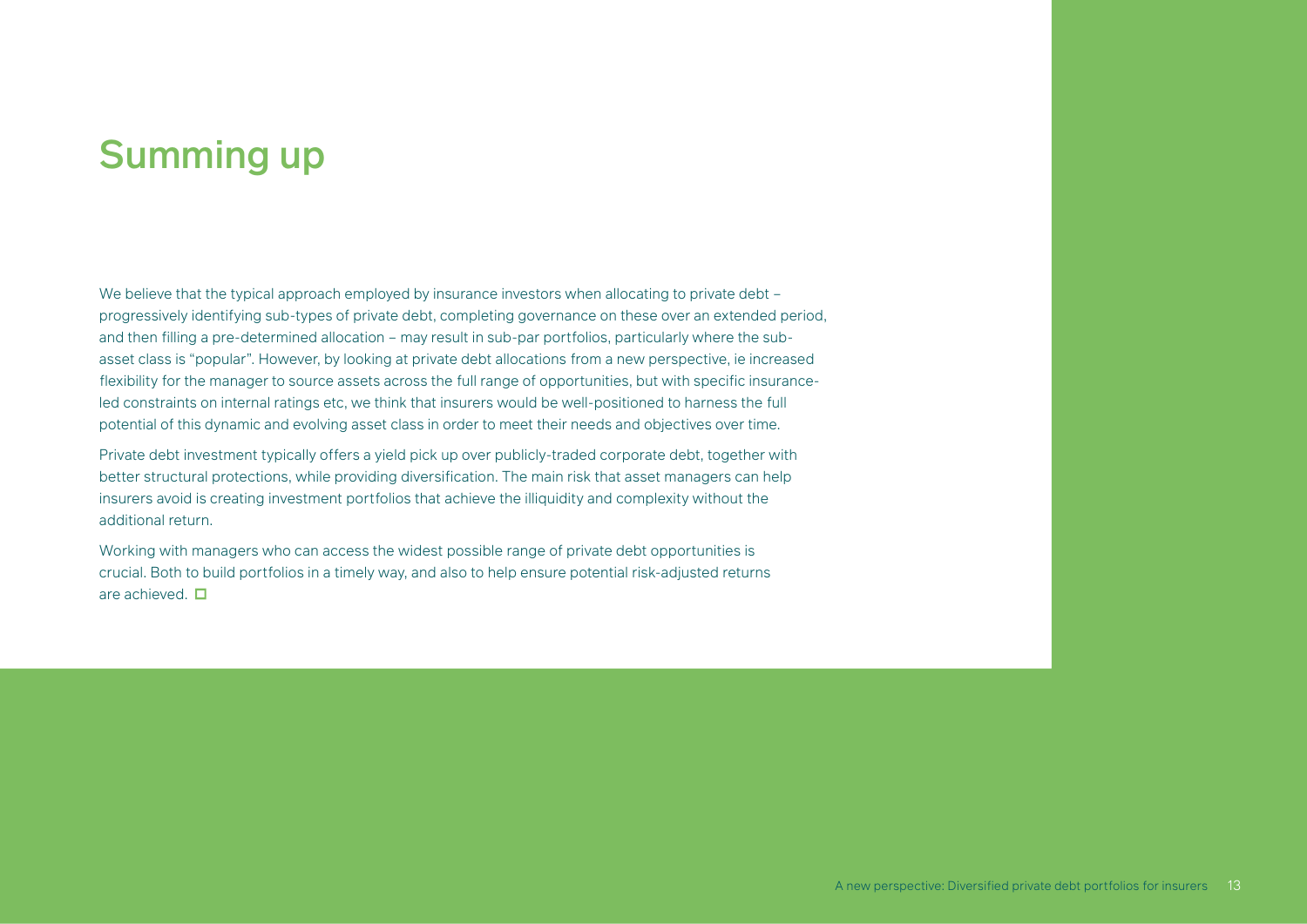# Summing up

We believe that the typical approach employed by insurance investors when allocating to private debt – progressively identifying sub-types of private debt, completing governance on these over an extended period, and then filling a pre-determined allocation – may result in sub-par portfolios, particularly where the sub-asset class is "popular". However, by looking at private debt allocations from a new perspective, ie increased flexibility for the manager to source assets across the full range of opportunities, but with specific insurance-led constraints on internal ratings etc, we think that insurers would be well-positioned to harness the full potential of this dynamic and evolving asset class in order to meet their needs and objectives over time.

Private debt investment typically offers a yield pick up over publicly-traded corporate debt, together with better structural protections, while providing diversification. The main risk that asset managers can help insurers avoid is creating investment portfolios that achieve the illiquidity and complexity without the additional return.

Working with managers who can access the widest possible range of private debt opportunities is crucial. Both to build portfolios in a timely way, and also to help ensure potential risk-adjusted returns are achieved. □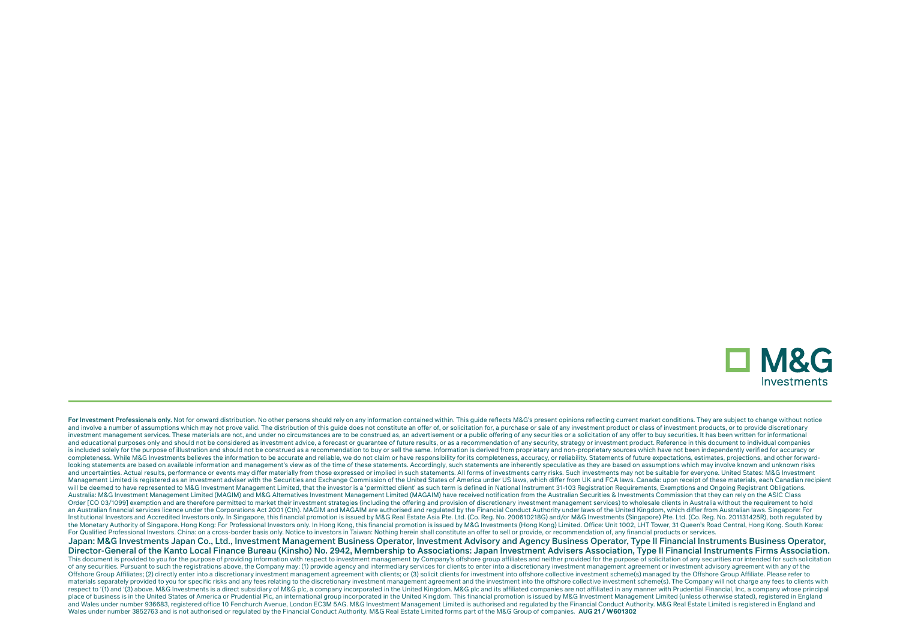M&G Investments

**For Investment Professionals only.** Not for onward distribution. No other persons should rely on any information contained within. This guide reflects M&G's present opinions reflecting current market conditions. They are subject to change without notice and involve a number of assumptions which may not prove valid. The distribution of this guide does not constitute an offer of, or solicitation for, a purchase or sale of any investment product or class of investment products, or to provide discretionary investment management services. These materials are not, and under no circumstances are to be construed as, an advertisement or a public offering of any securities or a solicitation of any offer to buy securities. It has been written for informational and educational purposes only and should not be considered as investment advice, a forecast or guarantee of future results, or as a recommendation of any security, strategy or investment product. Reference in this document to individual companies is included solely for the purpose of illustration and should not be construed as a recommendation to buy or sell the same. Information is derived from proprietary and non-proprietary sources which have not been independently verified for accuracy or completeness. While M&G Investments believes the information to be accurate and reliable, we do not claim or have responsibility for its completeness, accuracy, or reliability. Statements of future expectations, estimates, projections, and other forward-looking statements are based on available information and management's view as of the time of these statements. Accordingly, such statements are inherently speculative as they are based on assumptions which may involve known and unknown risks and uncertainties. Actual results, performance or events may differ materially from those expressed or implied in such statements. All forms of investments carry risks. Such investments may not be suitable for everyone. United States: M&G Investment Management Limited is registered as an investment adviser with the Securities and Exchange Commission of the United States of America under US laws, which differ from UK and FCA laws. Canada: upon receipt of these materials, each Canadian recipient will be deemed to have represented to M&G Investment Management Limited, that the investor is a 'permitted client' as such term is defined in National Instrument 31-103 Registration Requirements, Exemptions and Ongoing Registrant Obligations. Australia: M&G Investment Management Limited (MAGIM) and M&G Alternatives Investment Management Limited (MAGAIM) have received notification from the Australian Securities & Investments Commission that they can rely on the ASIC Class Order [CO 03/1099] exemption and are therefore permitted to market their investment strategies (including the offering and provision of discretionary investment management services) to wholesale clients in Australia without the requirement to hold an Australian financial services licence under the Corporations Act 2001 (Cth). MAGIM and MAGAIM are authorised and regulated by the Financial Conduct Authority under laws of the United Kingdom, which differ from Australian laws. Singapore: For Institutional Investors and Accredited Investors only. In Singapore, this financial promotion is issued by M&G Real Estate Asia Pte. Ltd. (Co. Reg. No. 200610218G) and/or M&G Investments (Singapore) Pte. Ltd. (Co. Reg. No. 201131425R), both regulated by the Monetary Authority of Singapore. Hong Kong: For Professional Investors only. In Hong Kong, this financial promotion is issued by M&G Investments (Hong Kong) Limited. Office: Unit 1002, LHT Tower, 31 Queen's Road Central, Hong Kong. South Korea: For Qualified Professional Investors. China: on a cross-border basis only. Notice to investors in Taiwan: Nothing herein shall constitute an offer to sell or provide, or recommendation of, any financial products or services.

**Japan: M&G Investments Japan Co., Ltd., Investment Management Business Operator, Investment Advisory and Agency Business Operator, Type II Financial Instruments Business Operator, Director-General of the Kanto Local Finance Bureau (Kinsho) No. 2942, Membership to Associations: Japan Investment Advisers Association, Type II Financial Instruments Firms Association.**

This document is provided to you for the purpose of providing information with respect to investment management by Company's offshore group affiliates and neither provided for the purpose of solicitation of any securities nor intended for such solicitation of any securities. Pursuant to such the registrations above, the Company may: (1) provide agency and intermediary services for clients to enter into a discretionary investment management agreement or investment advisory agreement with any of the Offshore Group Affiliates; (2) directly enter into a discretionary investment management agreement with clients; or (3) solicit clients for investment into offshore collective investment scheme(s) managed by the Offshore Group Affiliate. Please refer to materials separately provided to you for specific risks and any fees relating to the discretionary investment management agreement and the investment into the offshore collective investment scheme(s). The Company will not charge any fees to clients with respect to '(1) and '(3) above. M&G Investments is a direct subsidiary of M&G plc, a company incorporated in the United Kingdom. M&G plc and its affiliated companies are not affiliated in any manner with Prudential Financial, Inc, a company whose principal place of business is in the United States of America or Prudential Plc, an international group incorporated in the United Kingdom. This financial promotion is issued by M&G Investment Management Limited (unless otherwise stated), registered in England and Wales under number 936683, registered office 10 Fenchurch Avenue, London EC3M 5AG. M&G Investment Management Limited is authorised and regulated by the Financial Conduct Authority. M&G Real Estate Limited is registered in England and Wales under number 3852763 and is not authorised or regulated by the Financial Conduct Authority. M&G Real Estate Limited forms part of the M&G Group of companies. **AUG 21 / W601302**